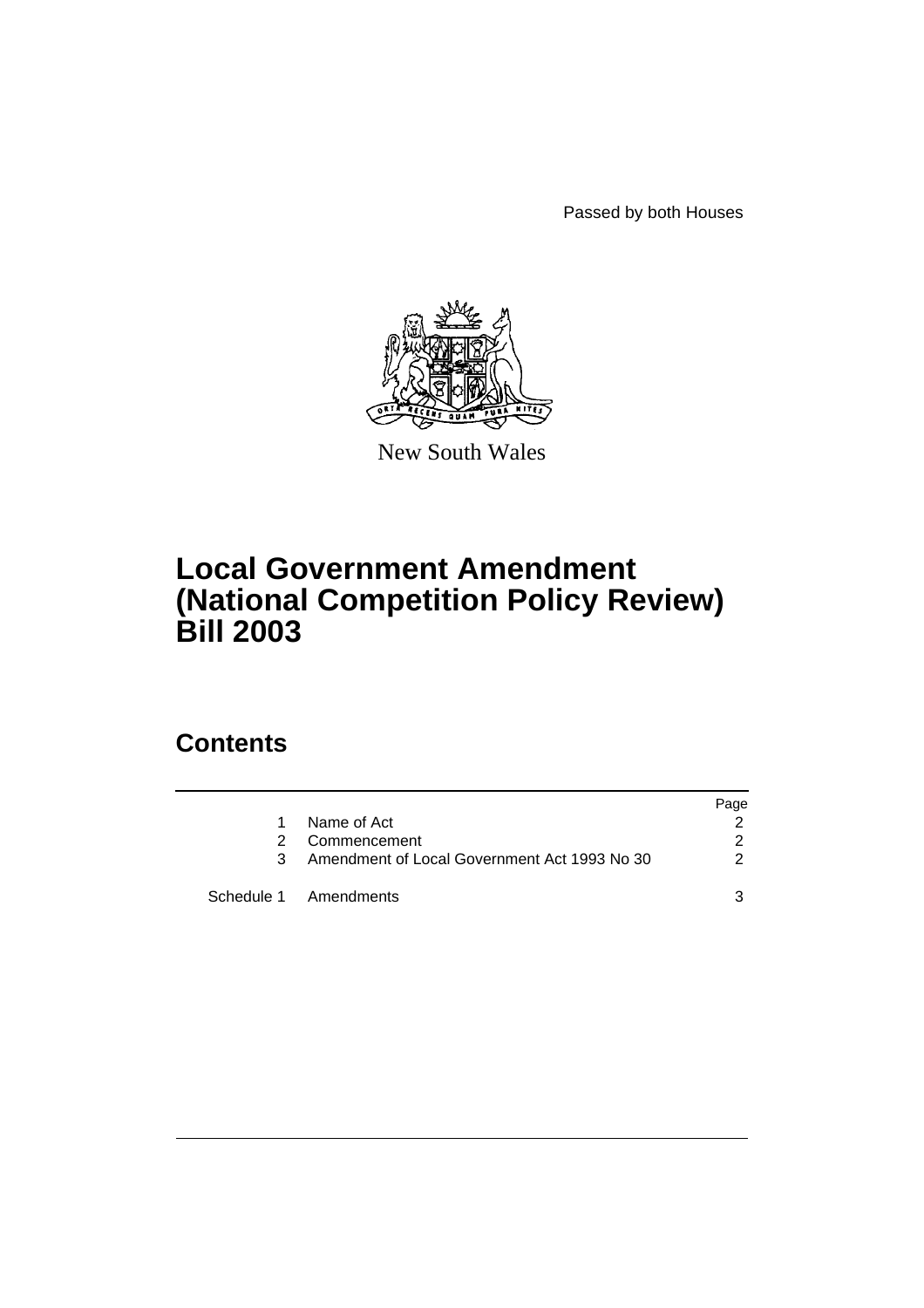Passed by both Houses

New South Wales

# Local Government Amendment (National Competition Policy Review) Bill 2003

## Contents

| | | Page |
|---|---|---|
| 1 | Name of Act | 2 |
| 2 | Commencement | 2 |
| 3 | Amendment of Local Government Act 1993 No 30 | 2 |
| Schedule 1 | Amendments | 3 |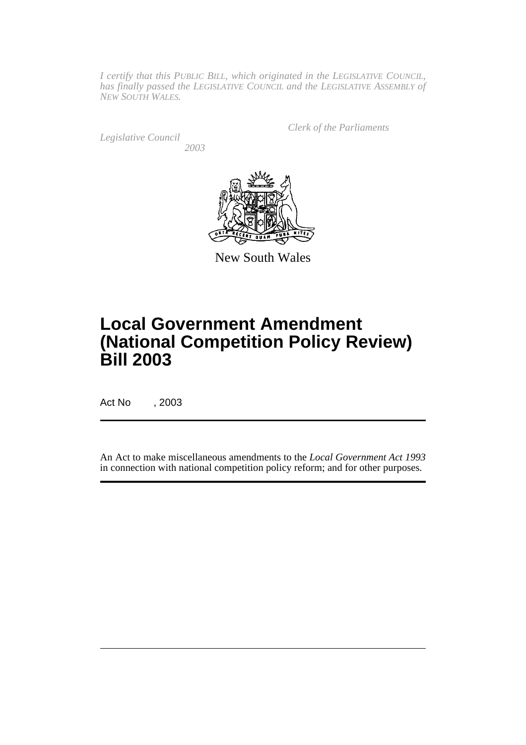*I certify that this PUBLIC BILL, which originated in the LEGISLATIVE COUNCIL, has finally passed the LEGISLATIVE COUNCIL and the LEGISLATIVE ASSEMBLY of NEW SOUTH WALES.*

*Clerk of the Parliaments*

*Legislative Council*

*2003*

New South Wales

# Local Government Amendment (National Competition Policy Review) Bill 2003

Act No , 2003

An Act to make miscellaneous amendments to the *Local Government Act 1993* in connection with national competition policy reform; and for other purposes.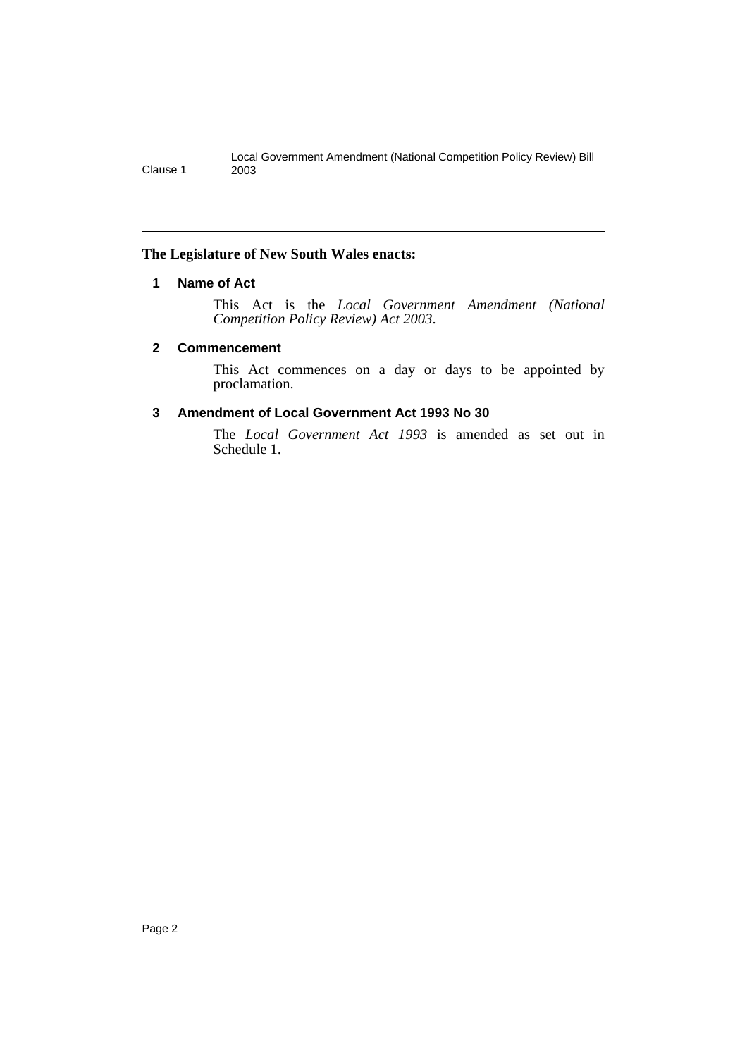**The Legislature of New South Wales enacts:**

### 1 Name of Act

This Act is the *Local Government Amendment (National Competition Policy Review) Act 2003*.

### 2 Commencement

This Act commences on a day or days to be appointed by proclamation.

### 3 Amendment of Local Government Act 1993 No 30

The *Local Government Act 1993* is amended as set out in Schedule 1.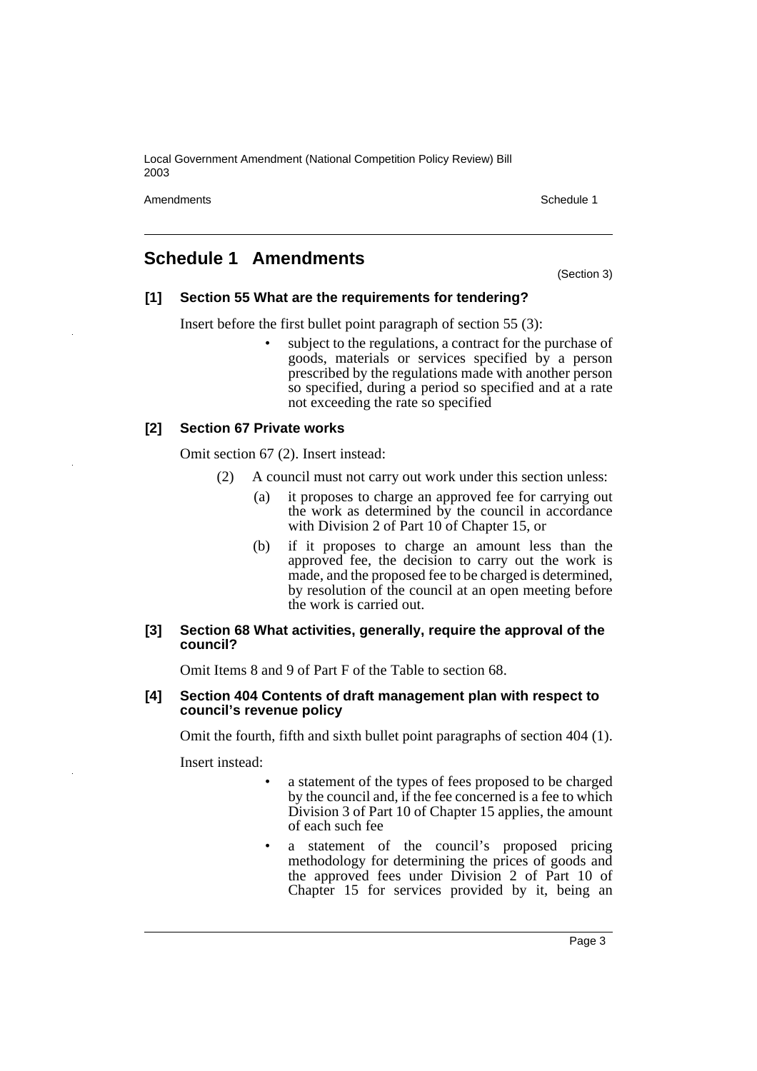## Schedule 1 Amendments

(Section 3)

**[1] Section 55 What are the requirements for tendering?**

Insert before the first bullet point paragraph of section 55 (3):

- subject to the regulations, a contract for the purchase of goods, materials or services specified by a person prescribed by the regulations made with another person so specified, during a period so specified and at a rate not exceeding the rate so specified

**[2] Section 67 Private works**

Omit section 67 (2). Insert instead:

(2) A council must not carry out work under this section unless:

(a) it proposes to charge an approved fee for carrying out the work as determined by the council in accordance with Division 2 of Part 10 of Chapter 15, or

(b) if it proposes to charge an amount less than the approved fee, the decision to carry out the work is made, and the proposed fee to be charged is determined, by resolution of the council at an open meeting before the work is carried out.

**[3] Section 68 What activities, generally, require the approval of the council?**

Omit Items 8 and 9 of Part F of the Table to section 68.

**[4] Section 404 Contents of draft management plan with respect to council's revenue policy**

Omit the fourth, fifth and sixth bullet point paragraphs of section 404 (1).

Insert instead:

- a statement of the types of fees proposed to be charged by the council and, if the fee concerned is a fee to which Division 3 of Part 10 of Chapter 15 applies, the amount of each such fee
- a statement of the council's proposed pricing methodology for determining the prices of goods and the approved fees under Division 2 of Part 10 of Chapter 15 for services provided by it, being an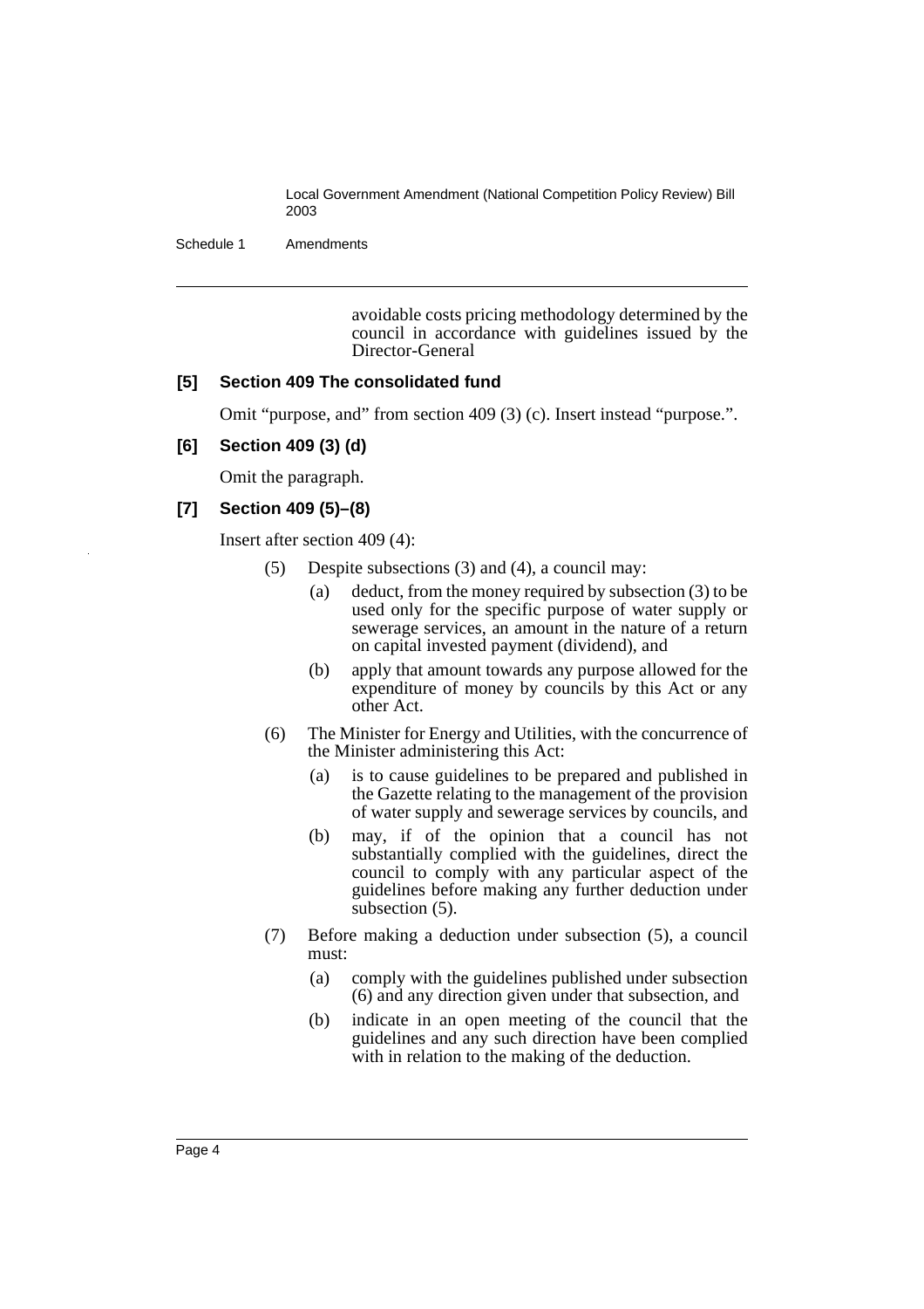avoidable costs pricing methodology determined by the council in accordance with guidelines issued by the Director-General

**[5] Section 409 The consolidated fund**

Omit "purpose, and" from section 409 (3) (c). Insert instead "purpose.".

**[6] Section 409 (3) (d)**

Omit the paragraph.

**[7] Section 409 (5)–(8)**

Insert after section 409 (4):

(5) Despite subsections (3) and (4), a council may:

(a) deduct, from the money required by subsection (3) to be used only for the specific purpose of water supply or sewerage services, an amount in the nature of a return on capital invested payment (dividend), and

(b) apply that amount towards any purpose allowed for the expenditure of money by councils by this Act or any other Act.

(6) The Minister for Energy and Utilities, with the concurrence of the Minister administering this Act:

(a) is to cause guidelines to be prepared and published in the Gazette relating to the management of the provision of water supply and sewerage services by councils, and

(b) may, if of the opinion that a council has not substantially complied with the guidelines, direct the council to comply with any particular aspect of the guidelines before making any further deduction under subsection (5).

(7) Before making a deduction under subsection (5), a council must:

(a) comply with the guidelines published under subsection (6) and any direction given under that subsection, and

(b) indicate in an open meeting of the council that the guidelines and any such direction have been complied with in relation to the making of the deduction.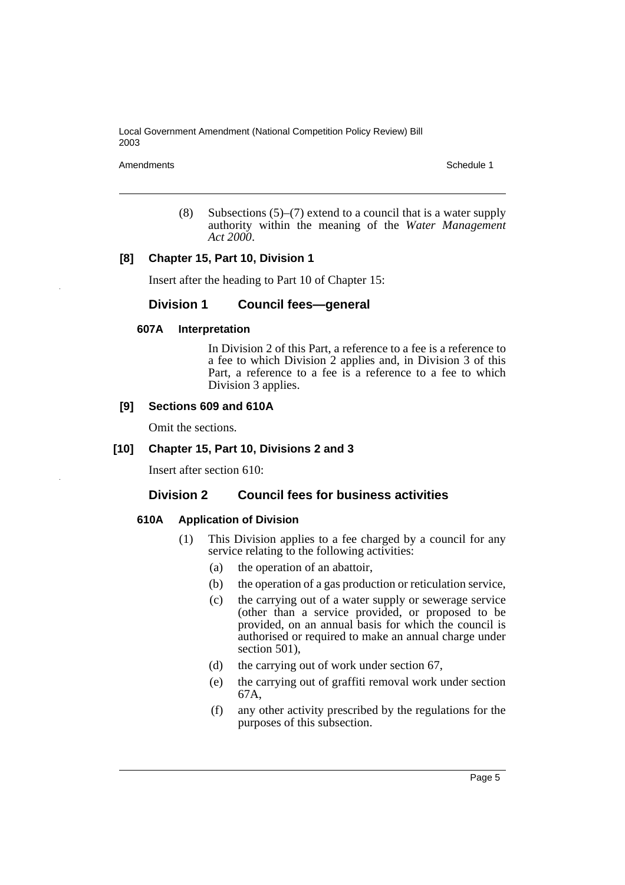(8) Subsections (5)–(7) extend to a council that is a water supply authority within the meaning of the *Water Management Act 2000*.

**[8] Chapter 15, Part 10, Division 1**

Insert after the heading to Part 10 of Chapter 15:

## Division 1 Council fees—general

### 607A Interpretation

In Division 2 of this Part, a reference to a fee is a reference to a fee to which Division 2 applies and, in Division 3 of this Part, a reference to a fee is a reference to a fee to which Division 3 applies.

**[9] Sections 609 and 610A**

Omit the sections.

**[10] Chapter 15, Part 10, Divisions 2 and 3**

Insert after section 610:

## Division 2 Council fees for business activities

### 610A Application of Division

(1) This Division applies to a fee charged by a council for any service relating to the following activities:

(a) the operation of an abattoir,

(b) the operation of a gas production or reticulation service,

(c) the carrying out of a water supply or sewerage service (other than a service provided, or proposed to be provided, on an annual basis for which the council is authorised or required to make an annual charge under section 501),

(d) the carrying out of work under section 67,

(e) the carrying out of graffiti removal work under section 67A,

(f) any other activity prescribed by the regulations for the purposes of this subsection.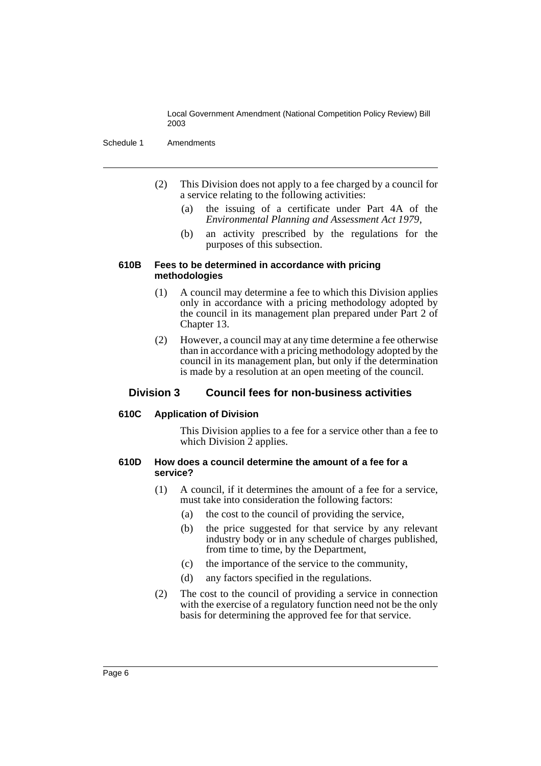(2) This Division does not apply to a fee charged by a council for a service relating to the following activities:

(a) the issuing of a certificate under Part 4A of the *Environmental Planning and Assessment Act 1979*,

(b) an activity prescribed by the regulations for the purposes of this subsection.

**610B Fees to be determined in accordance with pricing methodologies**

(1) A council may determine a fee to which this Division applies only in accordance with a pricing methodology adopted by the council in its management plan prepared under Part 2 of Chapter 13.

(2) However, a council may at any time determine a fee otherwise than in accordance with a pricing methodology adopted by the council in its management plan, but only if the determination is made by a resolution at an open meeting of the council.

## Division 3 Council fees for non-business activities

**610C Application of Division**

This Division applies to a fee for a service other than a fee to which Division 2 applies.

**610D How does a council determine the amount of a fee for a service?**

(1) A council, if it determines the amount of a fee for a service, must take into consideration the following factors:

(a) the cost to the council of providing the service,

(b) the price suggested for that service by any relevant industry body or in any schedule of charges published, from time to time, by the Department,

(c) the importance of the service to the community,

(d) any factors specified in the regulations.

(2) The cost to the council of providing a service in connection with the exercise of a regulatory function need not be the only basis for determining the approved fee for that service.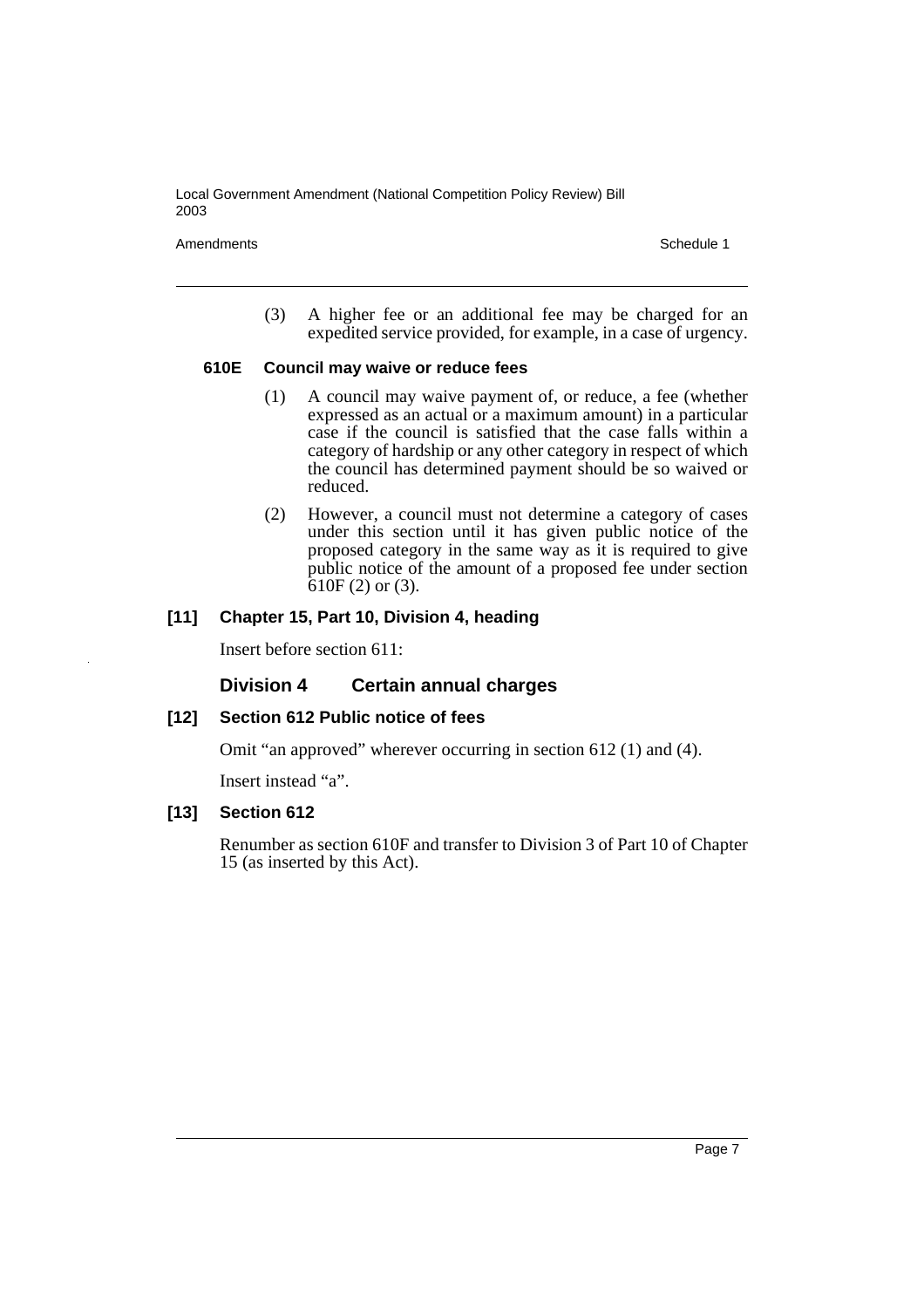(3) A higher fee or an additional fee may be charged for an expedited service provided, for example, in a case of urgency.

**610E Council may waive or reduce fees**

(1) A council may waive payment of, or reduce, a fee (whether expressed as an actual or a maximum amount) in a particular case if the council is satisfied that the case falls within a category of hardship or any other category in respect of which the council has determined payment should be so waived or reduced.

(2) However, a council must not determine a category of cases under this section until it has given public notice of the proposed category in the same way as it is required to give public notice of the amount of a proposed fee under section 610F (2) or (3).

**[11] Chapter 15, Part 10, Division 4, heading**

Insert before section 611:

**Division 4 Certain annual charges**

**[12] Section 612 Public notice of fees**

Omit "an approved" wherever occurring in section 612 (1) and (4).

Insert instead "a".

**[13] Section 612**

Renumber as section 610F and transfer to Division 3 of Part 10 of Chapter 15 (as inserted by this Act).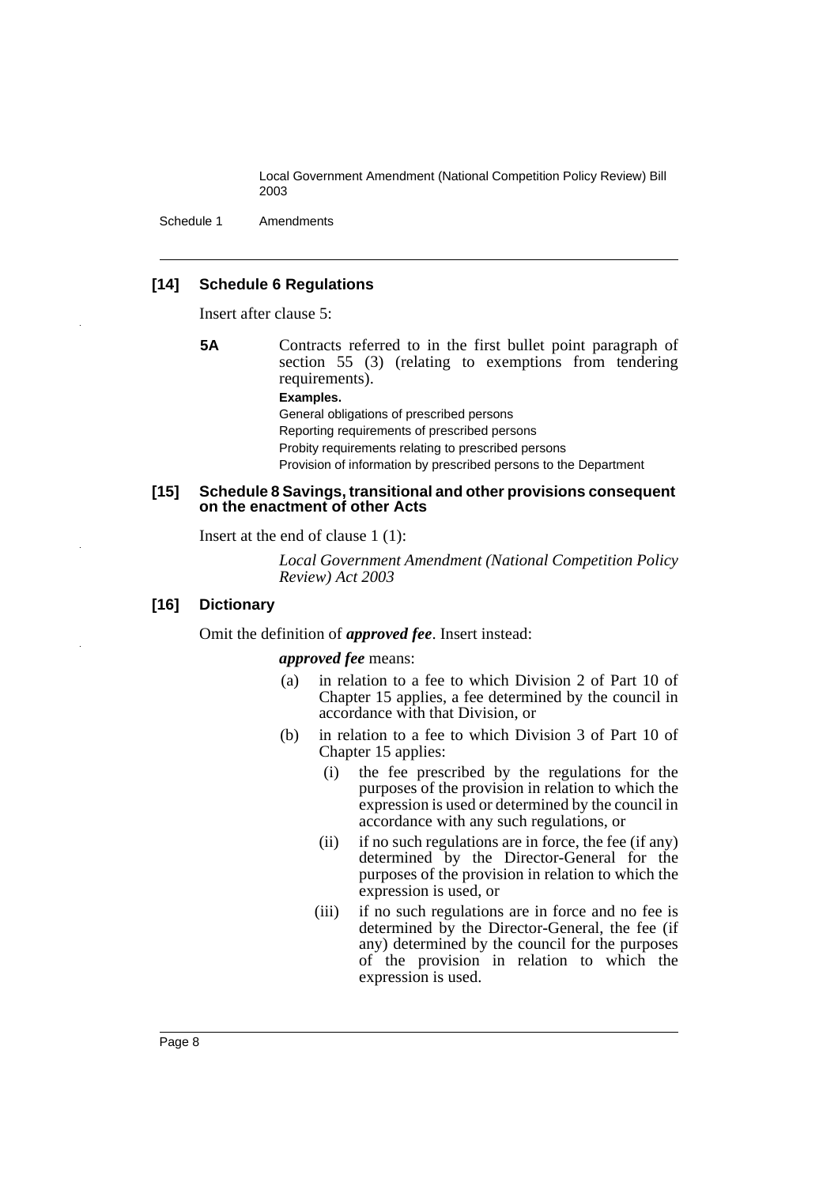### [14] Schedule 6 Regulations

Insert after clause 5:

**5A** Contracts referred to in the first bullet point paragraph of section 55 (3) (relating to exemptions from tendering requirements).

**Examples.**

General obligations of prescribed persons

Reporting requirements of prescribed persons

Probity requirements relating to prescribed persons

Provision of information by prescribed persons to the Department

### [15] Schedule 8 Savings, transitional and other provisions consequent on the enactment of other Acts

Insert at the end of clause 1 (1):

*Local Government Amendment (National Competition Policy Review) Act 2003*

### [16] Dictionary

Omit the definition of ***approved fee***. Insert instead:

***approved fee*** means:

(a) in relation to a fee to which Division 2 of Part 10 of Chapter 15 applies, a fee determined by the council in accordance with that Division, or

(b) in relation to a fee to which Division 3 of Part 10 of Chapter 15 applies:

(i) the fee prescribed by the regulations for the purposes of the provision in relation to which the expression is used or determined by the council in accordance with any such regulations, or

(ii) if no such regulations are in force, the fee (if any) determined by the Director-General for the purposes of the provision in relation to which the expression is used, or

(iii) if no such regulations are in force and no fee is determined by the Director-General, the fee (if any) determined by the council for the purposes of the provision in relation to which the expression is used.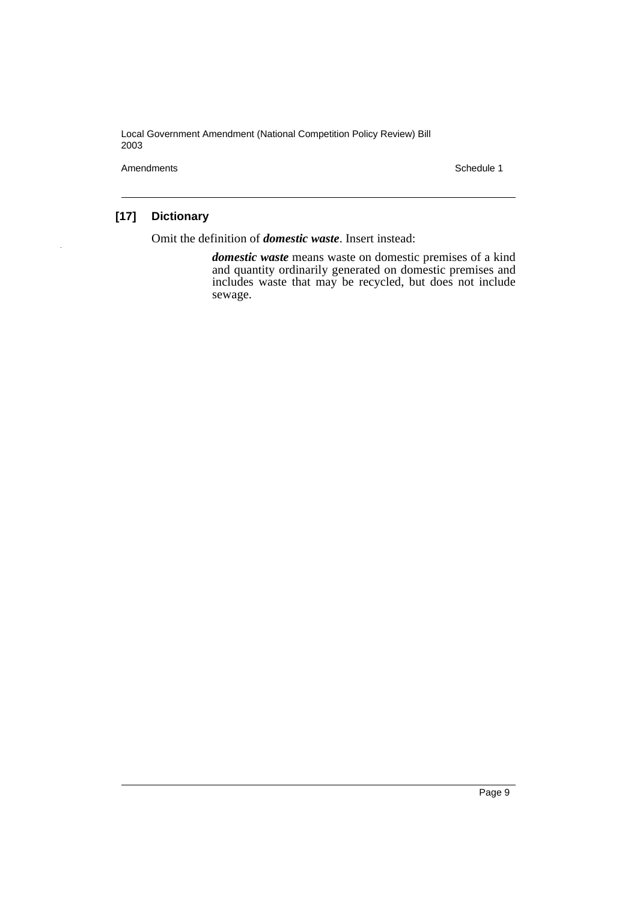### [17] Dictionary

Omit the definition of ***domestic waste***. Insert instead:

> ***domestic waste*** means waste on domestic premises of a kind and quantity ordinarily generated on domestic premises and includes waste that may be recycled, but does not include sewage.